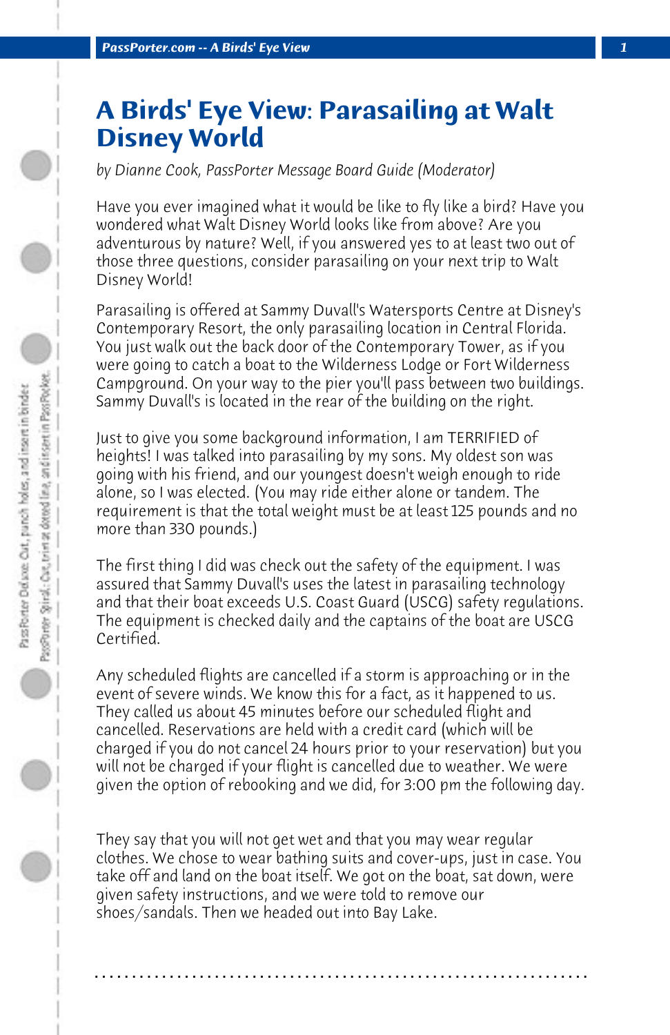# A Birds' Eye View: Parasailing at Walt Disney World

*by Dianne Cook, PassPorter Message Board Guide (Moderator)*

Have you ever imagined what it would be like to fly like a bird? Have you wondered what Walt Disney World looks like from above? Are you adventurous by nature? Well, if you answered yes to at least two out of those three questions, consider parasailing on your next trip to Walt Disney World!

Parasailing is offered at Sammy Duvall's Watersports Centre at Disney's Contemporary Resort, the only parasailing location in Central Florida. You just walk out the back door of the Contemporary Tower, as if you were going to catch a boat to the Wilderness Lodge or Fort Wilderness Campground. On your way to the pier you'll pass between two buildings. Sammy Duvall's is located in the rear of the building on the right.

Just to give you some background information, I am TERRIFIED of heights! I was talked into parasailing by my sons. My oldest son was going with his friend, and our youngest doesn't weigh enough to ride alone, so I was elected. (You may ride either alone or tandem. The requirement is that the total weight must be at least 125 pounds and no more than 330 pounds.)

The first thing I did was check out the safety of the equipment. I was assured that Sammy Duvall's uses the latest in parasailing technology and that their boat exceeds U.S. Coast Guard (USCG) safety regulations. The equipment is checked daily and the captains of the boat are USCG Certified.

Any scheduled flights are cancelled if a storm is approaching or in the event of severe winds. We know this for a fact, as it happened to us. They called us about 45 minutes before our scheduled flight and cancelled. Reservations are held with a credit card (which will be charged if you do not cancel 24 hours prior to your reservation) but you will not be charged if your flight is cancelled due to weather. We were given the option of rebooking and we did, for 3:00 pm the following day.

They say that you will not get wet and that you may wear regular clothes. We chose to wear bathing suits and cover-ups, just in case. You take off and land on the boat itself. We got on the boat, sat down, were given safety instructions, and we were told to remove our shoes/sandals. Then we headed out into Bay Lake.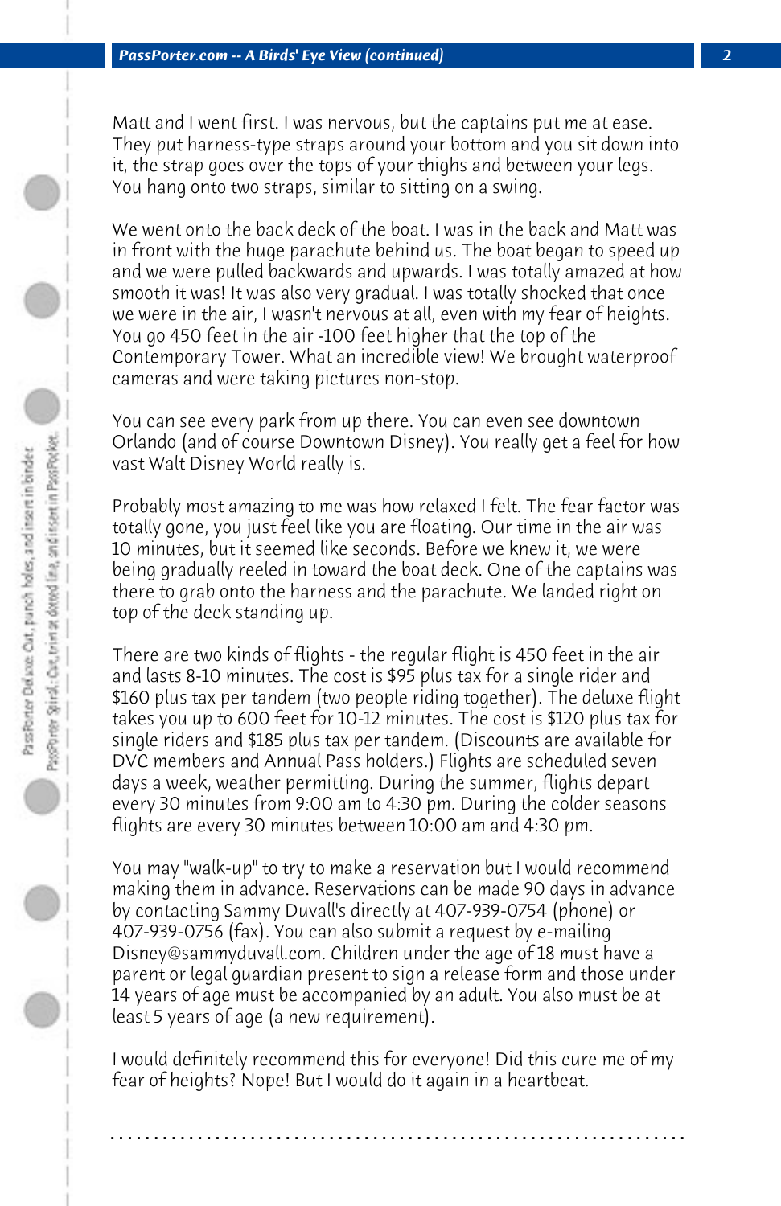Matt and I went first. I was nervous, but the captains put me at ease. They put harness-type straps around your bottom and you sit down into it, the strap goes over the tops of your thighs and between your legs. You hang onto two straps, similar to sitting on a swing.

We went onto the back deck of the boat. I was in the back and Matt was in front with the huge parachute behind us. The boat began to speed up and we were pulled backwards and upwards. I was totally amazed at how smooth it was! It was also very gradual. I was totally shocked that once we were in the air, I wasn't nervous at all, even with my fear of heights. You go 450 feet in the air -100 feet higher that the top of the Contemporary Tower. What an incredible view! We brought waterproof cameras and were taking pictures non-stop.

You can see every park from up there. You can even see downtown Orlando (and of course Downtown Disney). You really get a feel for how vast Walt Disney World really is.

Probably most amazing to me was how relaxed I felt. The fear factor was totally gone, you just feel like you are floating. Our time in the air was 10 minutes, but it seemed like seconds. Before we knew it, we were being gradually reeled in toward the boat deck. One of the captains was there to grab onto the harness and the parachute. We landed right on top of the deck standing up.

There are two kinds of flights - the regular flight is 450 feet in the air and lasts 8-10 minutes. The cost is $95 plus tax for a single rider and $160 plus tax per tandem (two people riding together). The deluxe flight takes you up to 600 feet for 10-12 minutes. The cost is $120 plus tax for single riders and $185 plus tax per tandem. (Discounts are available for DVC members and Annual Pass holders.) Flights are scheduled seven days a week, weather permitting. During the summer, flights depart every 30 minutes from 9:00 am to 4:30 pm. During the colder seasons flights are every 30 minutes between 10:00 am and 4:30 pm.

You may "walk-up" to try to make a reservation but I would recommend making them in advance. Reservations can be made 90 days in advance by contacting Sammy Duvall's directly at 407-939-0754 (phone) or 407-939-0756 (fax). You can also submit a request by e-mailing Disney@sammyduvall.com. Children under the age of 18 must have a parent or legal guardian present to sign a release form and those under 14 years of age must be accompanied by an adult. You also must be at least 5 years of age (a new requirement).

I would definitely recommend this for everyone! Did this cure me of my fear of heights? Nope! But I would do it again in a heartbeat.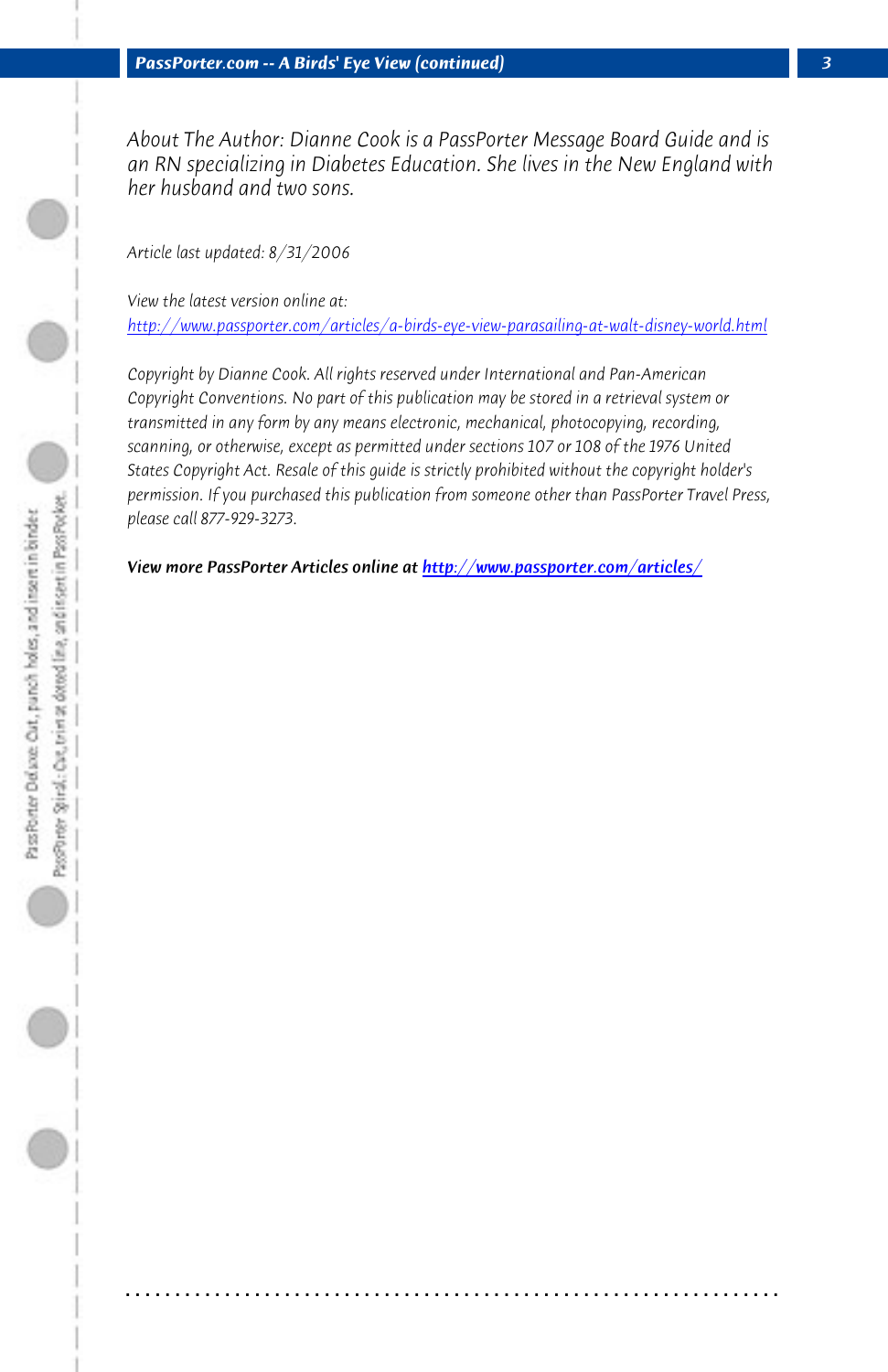*About The Author: Dianne Cook is a PassPorter Message Board Guide and is an RN specializing in Diabetes Education. She lives in the New England with her husband and two sons.*

*Article last updated: 8/31/2006*

*View the latest version online at:*
*http://www.passporter.com/articles/a-birds-eye-view-parasailing-at-walt-disney-world.html*

*Copyright by Dianne Cook. All rights reserved under International and Pan-American Copyright Conventions. No part of this publication may be stored in a retrieval system or transmitted in any form by any means electronic, mechanical, photocopying, recording, scanning, or otherwise, except as permitted under sections 107 or 108 of the 1976 United States Copyright Act. Resale of this guide is strictly prohibited without the copyright holder's permission. If you purchased this publication from someone other than PassPorter Travel Press, please call 877-929-3273.*

***View more PassPorter Articles online at http://www.passporter.com/articles/***